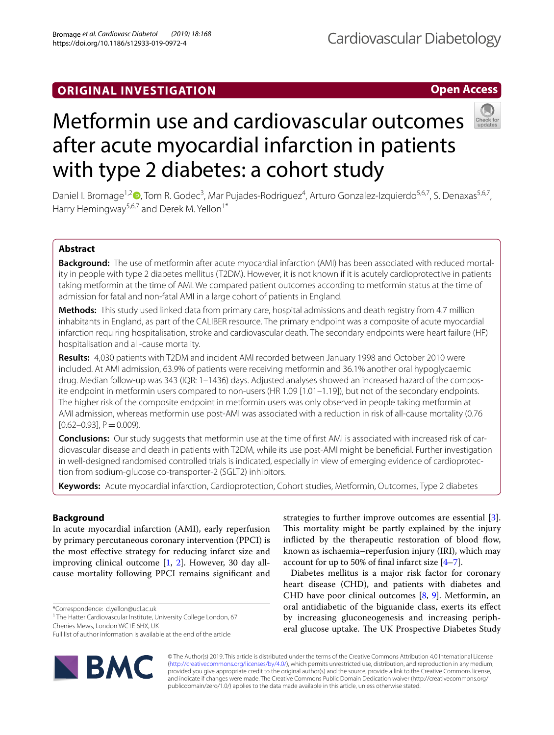ORIGINAL INVESTIGATION

Open Access

# Metformin use and cardiovascular outcomes after acute myocardial infarction in patients with type 2 diabetes: a cohort study

Daniel I. Bromage[1,2], Tom R. Godec[3], Mar Pujades-Rodriguez[4], Arturo Gonzalez-Izquierdo[5,6,7], S. Denaxas[5,6,7], Harry Hemingway[5,6,7] and Derek M. Yellon[1*]

## Abstract

**Background:** The use of metformin after acute myocardial infarction (AMI) has been associated with reduced mortality in people with type 2 diabetes mellitus (T2DM). However, it is not known if it is acutely cardioprotective in patients taking metformin at the time of AMI. We compared patient outcomes according to metformin status at the time of admission for fatal and non-fatal AMI in a large cohort of patients in England.

**Methods:** This study used linked data from primary care, hospital admissions and death registry from 4.7 million inhabitants in England, as part of the CALIBER resource. The primary endpoint was a composite of acute myocardial infarction requiring hospitalisation, stroke and cardiovascular death. The secondary endpoints were heart failure (HF) hospitalisation and all-cause mortality.

**Results:** 4,030 patients with T2DM and incident AMI recorded between January 1998 and October 2010 were included. At AMI admission, 63.9% of patients were receiving metformin and 36.1% another oral hypoglycaemic drug. Median follow-up was 343 (IQR: 1–1436) days. Adjusted analyses showed an increased hazard of the composite endpoint in metformin users compared to non-users (HR 1.09 [1.01–1.19]), but not of the secondary endpoints. The higher risk of the composite endpoint in metformin users was only observed in people taking metformin at AMI admission, whereas metformin use post-AMI was associated with a reduction in risk of all-cause mortality (0.76 [0.62–0.93], $P = 0.009$).

**Conclusions:** Our study suggests that metformin use at the time of first AMI is associated with increased risk of cardiovascular disease and death in patients with T2DM, while its use post-AMI might be beneficial. Further investigation in well-designed randomised controlled trials is indicated, especially in view of emerging evidence of cardioprotection from sodium-glucose co-transporter-2 (SGLT2) inhibitors.

**Keywords:** Acute myocardial infarction, Cardioprotection, Cohort studies, Metformin, Outcomes, Type 2 diabetes

## Background

In acute myocardial infarction (AMI), early reperfusion by primary percutaneous coronary intervention (PPCI) is the most effective strategy for reducing infarct size and improving clinical outcome [1, 2]. However, 30 day all-cause mortality following PPCI remains significant and strategies to further improve outcomes are essential [3]. This mortality might be partly explained by the injury inflicted by the therapeutic restoration of blood flow, known as ischaemia–reperfusion injury (IRI), which may account for up to 50% of final infarct size [4–7].

Diabetes mellitus is a major risk factor for coronary heart disease (CHD), and patients with diabetes and CHD have poor clinical outcomes [8, 9]. Metformin, an oral antidiabetic of the biguanide class, exerts its effect by increasing gluconeogenesis and increasing peripheral glucose uptake. The UK Prospective Diabetes Study

*Correspondence: d.yellon@ucl.ac.uk
[1] The Hatter Cardiovascular Institute, University College London, 67 Chenies Mews, London WC1E 6HX, UK
Full list of author information is available at the end of the article

© The Author(s) 2019. This article is distributed under the terms of the Creative Commons Attribution 4.0 International License (http://creativecommons.org/licenses/by/4.0/), which permits unrestricted use, distribution, and reproduction in any medium, provided you give appropriate credit to the original author(s) and the source, provide a link to the Creative Commons license, and indicate if changes were made. The Creative Commons Public Domain Dedication waiver (http://creativecommons.org/publicdomain/zero/1.0/) applies to the data made available in this article, unless otherwise stated.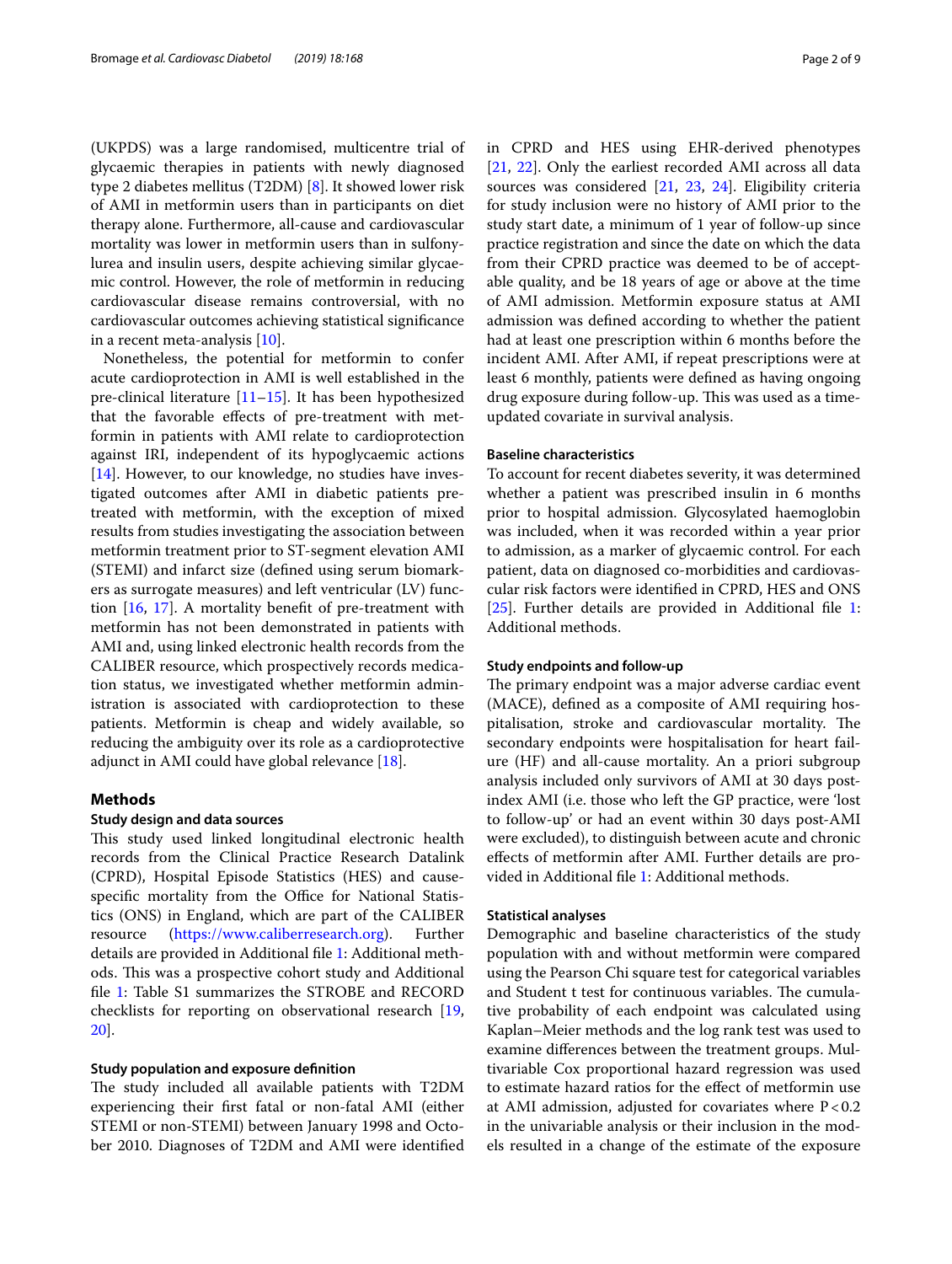(UKPDS) was a large randomised, multicentre trial of glycaemic therapies in patients with newly diagnosed type 2 diabetes mellitus (T2DM) [8]. It showed lower risk of AMI in metformin users than in participants on diet therapy alone. Furthermore, all-cause and cardiovascular mortality was lower in metformin users than in sulfonylurea and insulin users, despite achieving similar glycaemic control. However, the role of metformin in reducing cardiovascular disease remains controversial, with no cardiovascular outcomes achieving statistical significance in a recent meta-analysis [10].

Nonetheless, the potential for metformin to confer acute cardioprotection in AMI is well established in the pre-clinical literature [11–15]. It has been hypothesized that the favorable effects of pre-treatment with metformin in patients with AMI relate to cardioprotection against IRI, independent of its hypoglycaemic actions [14]. However, to our knowledge, no studies have investigated outcomes after AMI in diabetic patients pre-treated with metformin, with the exception of mixed results from studies investigating the association between metformin treatment prior to ST-segment elevation AMI (STEMI) and infarct size (defined using serum biomarkers as surrogate measures) and left ventricular (LV) function [16, 17]. A mortality benefit of pre-treatment with metformin has not been demonstrated in patients with AMI and, using linked electronic health records from the CALIBER resource, which prospectively records medication status, we investigated whether metformin administration is associated with cardioprotection to these patients. Metformin is cheap and widely available, so reducing the ambiguity over its role as a cardioprotective adjunct in AMI could have global relevance [18].

## Methods

### Study design and data sources

This study used linked longitudinal electronic health records from the Clinical Practice Research Datalink (CPRD), Hospital Episode Statistics (HES) and cause-specific mortality from the Office for National Statistics (ONS) in England, which are part of the CALIBER resource (https://www.caliberresearch.org). Further details are provided in Additional file 1: Additional methods. This was a prospective cohort study and Additional file 1: Table S1 summarizes the STROBE and RECORD checklists for reporting on observational research [19, 20].

### Study population and exposure definition

The study included all available patients with T2DM experiencing their first fatal or non-fatal AMI (either STEMI or non-STEMI) between January 1998 and October 2010. Diagnoses of T2DM and AMI were identified in CPRD and HES using EHR-derived phenotypes [21, 22]. Only the earliest recorded AMI across all data sources was considered [21, 23, 24]. Eligibility criteria for study inclusion were no history of AMI prior to the study start date, a minimum of 1 year of follow-up since practice registration and since the date on which the data from their CPRD practice was deemed to be of acceptable quality, and be 18 years of age or above at the time of AMI admission. Metformin exposure status at AMI admission was defined according to whether the patient had at least one prescription within 6 months before the incident AMI. After AMI, if repeat prescriptions were at least 6 monthly, patients were defined as having ongoing drug exposure during follow-up. This was used as a time-updated covariate in survival analysis.

### Baseline characteristics

To account for recent diabetes severity, it was determined whether a patient was prescribed insulin in 6 months prior to hospital admission. Glycosylated haemoglobin was included, when it was recorded within a year prior to admission, as a marker of glycaemic control. For each patient, data on diagnosed co-morbidities and cardiovascular risk factors were identified in CPRD, HES and ONS [25]. Further details are provided in Additional file 1: Additional methods.

### Study endpoints and follow-up

The primary endpoint was a major adverse cardiac event (MACE), defined as a composite of AMI requiring hospitalisation, stroke and cardiovascular mortality. The secondary endpoints were hospitalisation for heart failure (HF) and all-cause mortality. An a priori subgroup analysis included only survivors of AMI at 30 days post-index AMI (i.e. those who left the GP practice, were 'lost to follow-up' or had an event within 30 days post-AMI were excluded), to distinguish between acute and chronic effects of metformin after AMI. Further details are provided in Additional file 1: Additional methods.

### Statistical analyses

Demographic and baseline characteristics of the study population with and without metformin were compared using the Pearson Chi square test for categorical variables and Student t test for continuous variables. The cumulative probability of each endpoint was calculated using Kaplan–Meier methods and the log rank test was used to examine differences between the treatment groups. Multivariable Cox proportional hazard regression was used to estimate hazard ratios for the effect of metformin use at AMI admission, adjusted for covariates where $P < 0.2$ in the univariable analysis or their inclusion in the models resulted in a change of the estimate of the exposure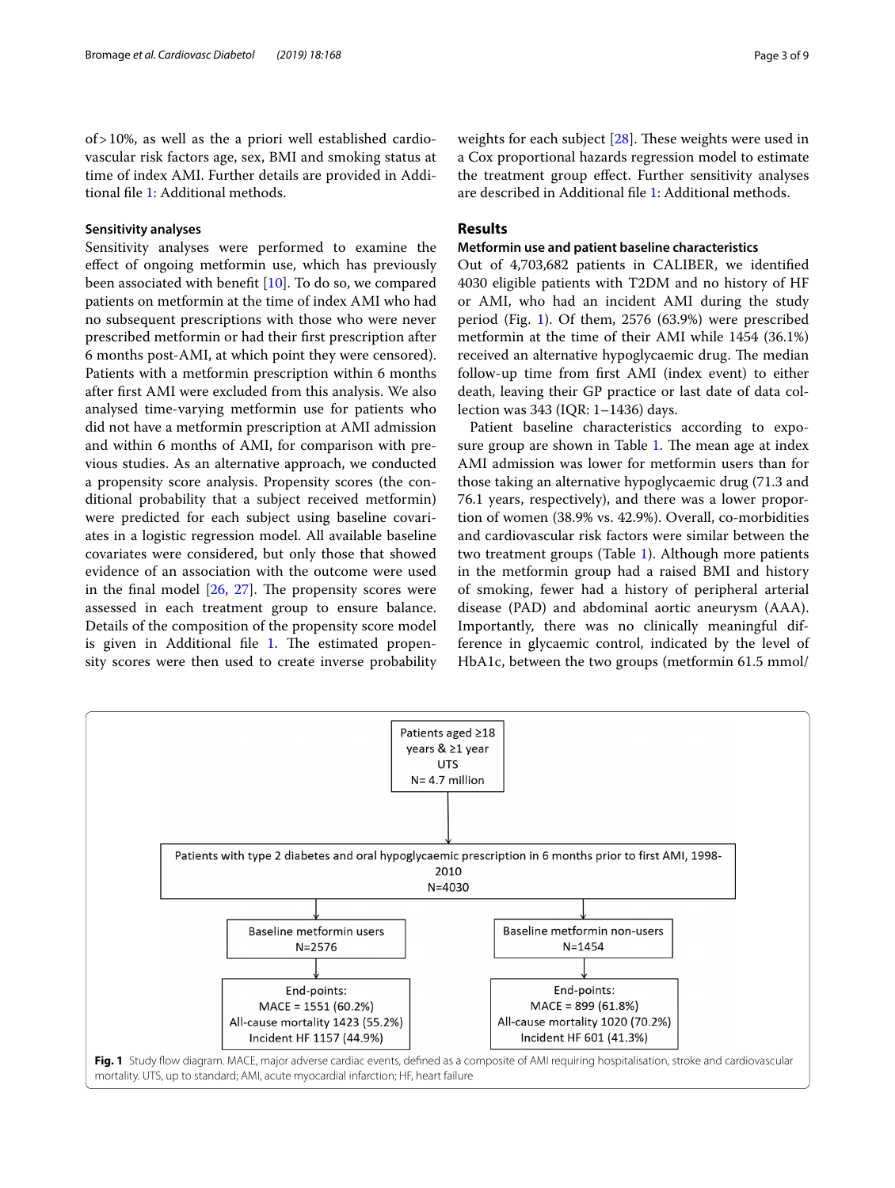of > 10%, as well as the a priori well established cardiovascular risk factors age, sex, BMI and smoking status at time of index AMI. Further details are provided in Additional file 1: Additional methods.

#### Sensitivity analyses

Sensitivity analyses were performed to examine the effect of ongoing metformin use, which has previously been associated with benefit [10]. To do so, we compared patients on metformin at the time of index AMI who had no subsequent prescriptions with those who were never prescribed metformin or had their first prescription after 6 months post-AMI, at which point they were censored). Patients with a metformin prescription within 6 months after first AMI were excluded from this analysis. We also analysed time-varying metformin use for patients who did not have a metformin prescription at AMI admission and within 6 months of AMI, for comparison with previous studies. As an alternative approach, we conducted a propensity score analysis. Propensity scores (the conditional probability that a subject received metformin) were predicted for each subject using baseline covariates in a logistic regression model. All available baseline covariates were considered, but only those that showed evidence of an association with the outcome were used in the final model [26, 27]. The propensity scores were assessed in each treatment group to ensure balance. Details of the composition of the propensity score model is given in Additional file 1. The estimated propensity scores were then used to create inverse probability weights for each subject [28]. These weights were used in a Cox proportional hazards regression model to estimate the treatment group effect. Further sensitivity analyses are described in Additional file 1: Additional methods.

## Results

### Metformin use and patient baseline characteristics

Out of 4,703,682 patients in CALIBER, we identified 4030 eligible patients with T2DM and no history of HF or AMI, who had an incident AMI during the study period (Fig. 1). Of them, 2576 (63.9%) were prescribed metformin at the time of their AMI while 1454 (36.1%) received an alternative hypoglycaemic drug. The median follow-up time from first AMI (index event) to either death, leaving their GP practice or last date of data collection was 343 (IQR: 1–1436) days.

Patient baseline characteristics according to exposure group are shown in Table 1. The mean age at index AMI admission was lower for metformin users than for those taking an alternative hypoglycaemic drug (71.3 and 76.1 years, respectively), and there was a lower proportion of women (38.9% vs. 42.9%). Overall, co-morbidities and cardiovascular risk factors were similar between the two treatment groups (Table 1). Although more patients in the metformin group had a raised BMI and history of smoking, fewer had a history of peripheral arterial disease (PAD) and abdominal aortic aneurysm (AAA). Importantly, there was no clinically meaningful difference in glycaemic control, indicated by the level of HbA1c, between the two groups (metformin 61.5 mmol/

Patients aged ≥18 years & ≥1 year UTS
N= 4.7 million

Patients with type 2 diabetes and oral hypoglycaemic prescription in 6 months prior to first AMI, 1998-2010
N=4030

Baseline metformin users
N=2576

End-points:
MACE = 1551 (60.2%)
All-cause mortality 1423 (55.2%)
Incident HF 1157 (44.9%)

Baseline metformin non-users
N=1454

End-points:
MACE = 899 (61.8%)
All-cause mortality 1020 (70.2%)
Incident HF 601 (41.3%)

**Fig. 1** Study flow diagram. MACE, major adverse cardiac events, defined as a composite of AMI requiring hospitalisation, stroke and cardiovascular mortality. UTS, up to standard; AMI, acute myocardial infarction; HF, heart failure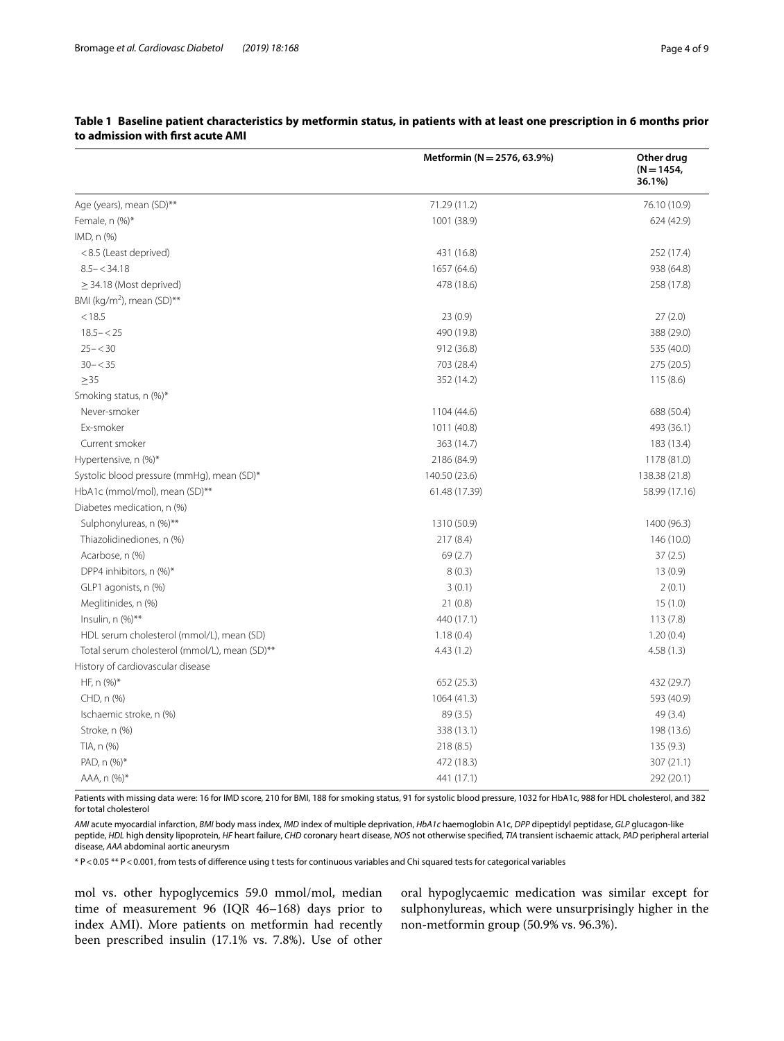**Table 1 Baseline patient characteristics by metformin status, in patients with at least one prescription in 6 months prior to admission with first acute AMI**

| | Metformin (N = 2576, 63.9%) | Other drug (N = 1454, 36.1%) |
|---|---|---|
| Age (years), mean (SD)** | 71.29 (11.2) | 76.10 (10.9) |
| Female, n (%)* | 1001 (38.9) | 624 (42.9) |
| IMD, n (%) | | |
| <8.5 (Least deprived) | 431 (16.8) | 252 (17.4) |
| 8.5–<34.18 | 1657 (64.6) | 938 (64.8) |
| ≥ 34.18 (Most deprived) | 478 (18.6) | 258 (17.8) |
| BMI (kg/m$^2$), mean (SD)** | | |
| <18.5 | 23 (0.9) | 27 (2.0) |
| 18.5–<25 | 490 (19.8) | 388 (29.0) |
| 25–<30 | 912 (36.8) | 535 (40.0) |
| 30–<35 | 703 (28.4) | 275 (20.5) |
| ≥35 | 352 (14.2) | 115 (8.6) |
| Smoking status, n (%)* | | |
| Never-smoker | 1104 (44.6) | 688 (50.4) |
| Ex-smoker | 1011 (40.8) | 493 (36.1) |
| Current smoker | 363 (14.7) | 183 (13.4) |
| Hypertensive, n (%)* | 2186 (84.9) | 1178 (81.0) |
| Systolic blood pressure (mmHg), mean (SD)* | 140.50 (23.6) | 138.38 (21.8) |
| HbA1c (mmol/mol), mean (SD)** | 61.48 (17.39) | 58.99 (17.16) |
| Diabetes medication, n (%) | | |
| Sulphonylureas, n (%)** | 1310 (50.9) | 1400 (96.3) |
| Thiazolidinediones, n (%) | 217 (8.4) | 146 (10.0) |
| Acarbose, n (%) | 69 (2.7) | 37 (2.5) |
| DPP4 inhibitors, n (%)* | 8 (0.3) | 13 (0.9) |
| GLP1 agonists, n (%) | 3 (0.1) | 2 (0.1) |
| Meglitinides, n (%) | 21 (0.8) | 15 (1.0) |
| Insulin, n (%)** | 440 (17.1) | 113 (7.8) |
| HDL serum cholesterol (mmol/L), mean (SD) | 1.18 (0.4) | 1.20 (0.4) |
| Total serum cholesterol (mmol/L), mean (SD)** | 4.43 (1.2) | 4.58 (1.3) |
| History of cardiovascular disease | | |
| HF, n (%)* | 652 (25.3) | 432 (29.7) |
| CHD, n (%) | 1064 (41.3) | 593 (40.9) |
| Ischaemic stroke, n (%) | 89 (3.5) | 49 (3.4) |
| Stroke, n (%) | 338 (13.1) | 198 (13.6) |
| TIA, n (%) | 218 (8.5) | 135 (9.3) |
| PAD, n (%)* | 472 (18.3) | 307 (21.1) |
| AAA, n (%)* | 441 (17.1) | 292 (20.1) |

Patients with missing data were: 16 for IMD score, 210 for BMI, 188 for smoking status, 91 for systolic blood pressure, 1032 for HbA1c, 988 for HDL cholesterol, and 382 for total cholesterol

*AMI* acute myocardial infarction, *BMI* body mass index, *IMD* index of multiple deprivation, *HbA1c* haemoglobin A1c, *DPP* dipeptidyl peptidase, *GLP* glucagon-like peptide, *HDL* high density lipoprotein, *HF* heart failure, *CHD* coronary heart disease, *NOS* not otherwise specified, *TIA* transient ischaemic attack, *PAD* peripheral arterial disease, *AAA* abdominal aortic aneurysm

* $P < 0.05$ ** $P < 0.001$, from tests of difference using t tests for continuous variables and Chi squared tests for categorical variables

mol vs. other hypoglycemics 59.0 mmol/mol, median time of measurement 96 (IQR 46–168) days prior to index AMI). More patients on metformin had recently been prescribed insulin (17.1% vs. 7.8%). Use of other oral hypoglycaemic medication was similar except for sulphonylureas, which were unsurprisingly higher in the non-metformin group (50.9% vs. 96.3%).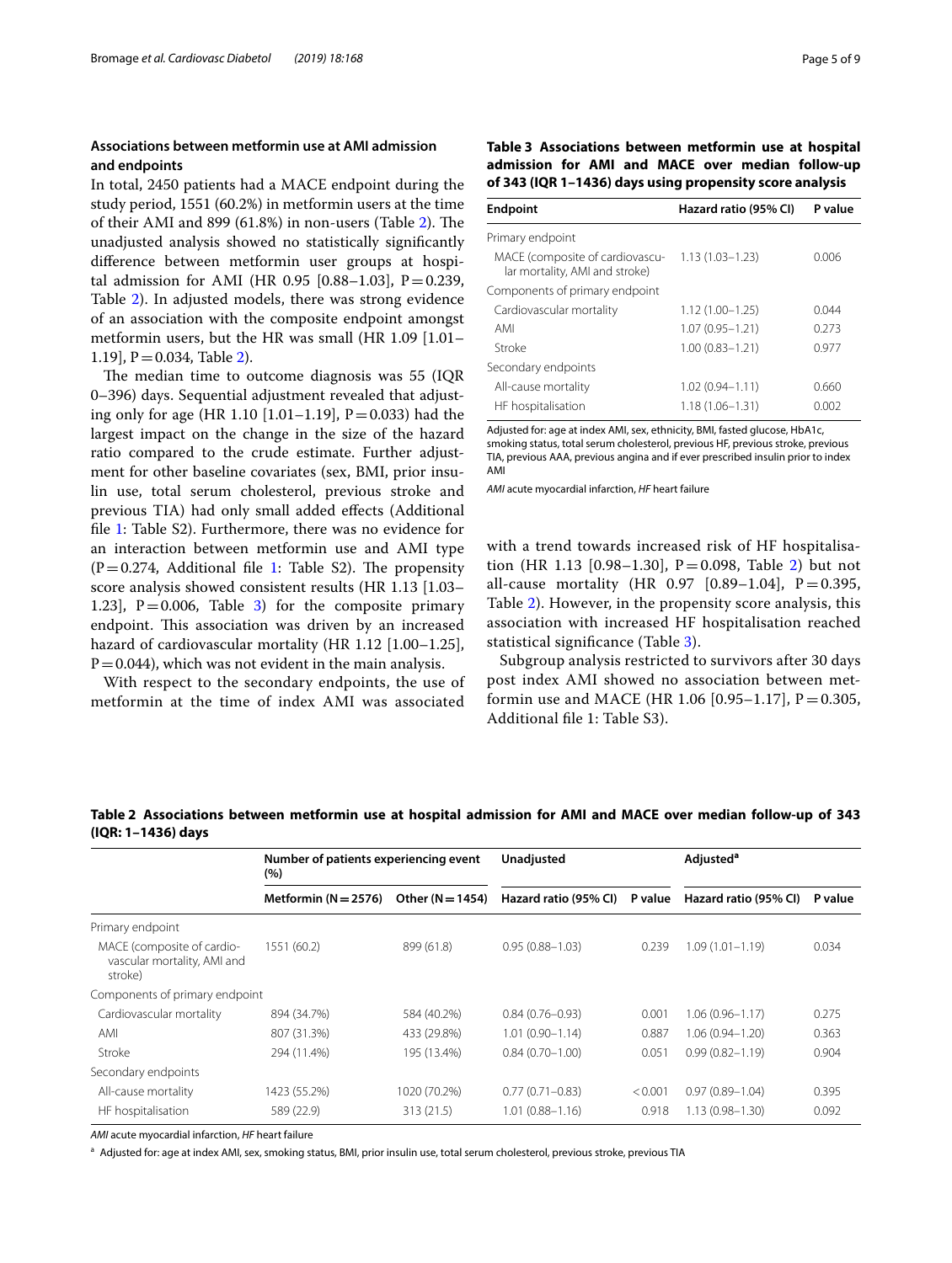## Associations between metformin use at AMI admission and endpoints

In total, 2450 patients had a MACE endpoint during the study period, 1551 (60.2%) in metformin users at the time of their AMI and 899 (61.8%) in non-users (Table 2). The unadjusted analysis showed no statistically significantly difference between metformin user groups at hospital admission for AMI (HR 0.95 [0.88–1.03], P = 0.239, Table 2). In adjusted models, there was strong evidence of an association with the composite endpoint amongst metformin users, but the HR was small (HR 1.09 [1.01–1.19], P = 0.034, Table 2).

The median time to outcome diagnosis was 55 (IQR 0–396) days. Sequential adjustment revealed that adjusting only for age (HR 1.10 [1.01–1.19], P = 0.033) had the largest impact on the change in the size of the hazard ratio compared to the crude estimate. Further adjustment for other baseline covariates (sex, BMI, prior insulin use, total serum cholesterol, previous stroke and previous TIA) had only small added effects (Additional file 1: Table S2). Furthermore, there was no evidence for an interaction between metformin use and AMI type (P = 0.274, Additional file 1: Table S2). The propensity score analysis showed consistent results (HR 1.13 [1.03–1.23], P = 0.006, Table 3) for the composite primary endpoint. This association was driven by an increased hazard of cardiovascular mortality (HR 1.12 [1.00–1.25], P = 0.044), which was not evident in the main analysis.

With respect to the secondary endpoints, the use of metformin at the time of index AMI was associated with a trend towards increased risk of HF hospitalisation (HR 1.13 [0.98–1.30], P = 0.098, Table 2) but not all-cause mortality (HR 0.97 [0.89–1.04], P = 0.395, Table 2). However, in the propensity score analysis, this association with increased HF hospitalisation reached statistical significance (Table 3).

Subgroup analysis restricted to survivors after 30 days post index AMI showed no association between metformin use and MACE (HR 1.06 [0.95–1.17], P = 0.305, Additional file 1: Table S3).

**Table 3 Associations between metformin use at hospital admission for AMI and MACE over median follow-up of 343 (IQR 1–1436) days using propensity score analysis**

| Endpoint | Hazard ratio (95% CI) | P value |
|---|---|---|
| Primary endpoint | | |
| MACE (composite of cardiovascular mortality, AMI and stroke) | 1.13 (1.03–1.23) | 0.006 |
| Components of primary endpoint | | |
| Cardiovascular mortality | 1.12 (1.00–1.25) | 0.044 |
| AMI | 1.07 (0.95–1.21) | 0.273 |
| Stroke | 1.00 (0.83–1.21) | 0.977 |
| Secondary endpoints | | |
| All-cause mortality | 1.02 (0.94–1.11) | 0.660 |
| HF hospitalisation | 1.18 (1.06–1.31) | 0.002 |

Adjusted for: age at index AMI, sex, ethnicity, BMI, fasted glucose, HbA1c, smoking status, total serum cholesterol, previous HF, previous stroke, previous TIA, previous AAA, previous angina and if ever prescribed insulin prior to index AMI

*AMI* acute myocardial infarction, *HF* heart failure

**Table 2 Associations between metformin use at hospital admission for AMI and MACE over median follow-up of 343 (IQR: 1–1436) days**

| | Number of patients experiencing event (%) | | Unadjusted | | Adjusted[a] | |
|---|---|---|---|---|---|---|
| | Metformin (N = 2576) | Other (N = 1454) | Hazard ratio (95% CI) | P value | Hazard ratio (95% CI) | P value |
| Primary endpoint | | | | | | |
| MACE (composite of cardiovascular mortality, AMI and stroke) | 1551 (60.2) | 899 (61.8) | 0.95 (0.88–1.03) | 0.239 | 1.09 (1.01–1.19) | 0.034 |
| Components of primary endpoint | | | | | | |
| Cardiovascular mortality | 894 (34.7%) | 584 (40.2%) | 0.84 (0.76–0.93) | 0.001 | 1.06 (0.96–1.17) | 0.275 |
| AMI | 807 (31.3%) | 433 (29.8%) | 1.01 (0.90–1.14) | 0.887 | 1.06 (0.94–1.20) | 0.363 |
| Stroke | 294 (11.4%) | 195 (13.4%) | 0.84 (0.70–1.00) | 0.051 | 0.99 (0.82–1.19) | 0.904 |
| Secondary endpoints | | | | | | |
| All-cause mortality | 1423 (55.2%) | 1020 (70.2%) | 0.77 (0.71–0.83) | < 0.001 | 0.97 (0.89–1.04) | 0.395 |
| HF hospitalisation | 589 (22.9) | 313 (21.5) | 1.01 (0.88–1.16) | 0.918 | 1.13 (0.98–1.30) | 0.092 |

*AMI* acute myocardial infarction, *HF* heart failure

[a] Adjusted for: age at index AMI, sex, smoking status, BMI, prior insulin use, total serum cholesterol, previous stroke, previous TIA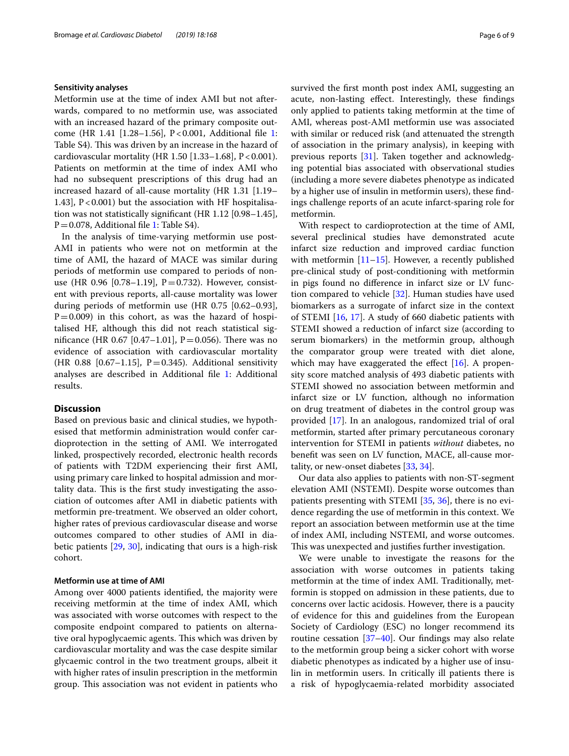### Sensitivity analyses

Metformin use at the time of index AMI but not afterwards, compared to no metformin use, was associated with an increased hazard of the primary composite outcome (HR 1.41 [1.28–1.56], P < 0.001, Additional file 1: Table S4). This was driven by an increase in the hazard of cardiovascular mortality (HR 1.50 [1.33–1.68], P < 0.001). Patients on metformin at the time of index AMI who had no subsequent prescriptions of this drug had an increased hazard of all-cause mortality (HR 1.31 [1.19–1.43], P < 0.001) but the association with HF hospitalisation was not statistically significant (HR 1.12 [0.98–1.45], P = 0.078, Additional file 1: Table S4).

In the analysis of time-varying metformin use post-AMI in patients who were not on metformin at the time of AMI, the hazard of MACE was similar during periods of metformin use compared to periods of non-use (HR 0.96 [0.78–1.19], P = 0.732). However, consistent with previous reports, all-cause mortality was lower during periods of metformin use (HR 0.75 [0.62–0.93], P = 0.009) in this cohort, as was the hazard of hospitalised HF, although this did not reach statistical significance (HR 0.67 [0.47–1.01], P = 0.056). There was no evidence of association with cardiovascular mortality (HR 0.88 [0.67–1.15], P = 0.345). Additional sensitivity analyses are described in Additional file 1: Additional results.

## Discussion

Based on previous basic and clinical studies, we hypothesised that metformin administration would confer cardioprotection in the setting of AMI. We interrogated linked, prospectively recorded, electronic health records of patients with T2DM experiencing their first AMI, using primary care linked to hospital admission and mortality data. This is the first study investigating the association of outcomes after AMI in diabetic patients with metformin pre-treatment. We observed an older cohort, higher rates of previous cardiovascular disease and worse outcomes compared to other studies of AMI in diabetic patients [29, 30], indicating that ours is a high-risk cohort.

### Metformin use at time of AMI

Among over 4000 patients identified, the majority were receiving metformin at the time of index AMI, which was associated with worse outcomes with respect to the composite endpoint compared to patients on alternative oral hypoglycaemic agents. This which was driven by cardiovascular mortality and was the case despite similar glycaemic control in the two treatment groups, albeit it with higher rates of insulin prescription in the metformin group. This association was not evident in patients who survived the first month post index AMI, suggesting an acute, non-lasting effect. Interestingly, these findings only applied to patients taking metformin at the time of AMI, whereas post-AMI metformin use was associated with similar or reduced risk (and attenuated the strength of association in the primary analysis), in keeping with previous reports [31]. Taken together and acknowledging potential bias associated with observational studies (including a more severe diabetes phenotype as indicated by a higher use of insulin in metformin users), these findings challenge reports of an acute infarct-sparing role for metformin.

With respect to cardioprotection at the time of AMI, several preclinical studies have demonstrated acute infarct size reduction and improved cardiac function with metformin [11–15]. However, a recently published pre-clinical study of post-conditioning with metformin in pigs found no difference in infarct size or LV function compared to vehicle [32]. Human studies have used biomarkers as a surrogate of infarct size in the context of STEMI [16, 17]. A study of 660 diabetic patients with STEMI showed a reduction of infarct size (according to serum biomarkers) in the metformin group, although the comparator group were treated with diet alone, which may have exaggerated the effect [16]. A propensity score matched analysis of 493 diabetic patients with STEMI showed no association between metformin and infarct size or LV function, although no information on drug treatment of diabetes in the control group was provided [17]. In an analogous, randomized trial of oral metformin, started after primary percutaneous coronary intervention for STEMI in patients *without* diabetes, no benefit was seen on LV function, MACE, all-cause mortality, or new-onset diabetes [33, 34].

Our data also applies to patients with non-ST-segment elevation AMI (NSTEMI). Despite worse outcomes than patients presenting with STEMI [35, 36], there is no evidence regarding the use of metformin in this context. We report an association between metformin use at the time of index AMI, including NSTEMI, and worse outcomes. This was unexpected and justifies further investigation.

We were unable to investigate the reasons for the association with worse outcomes in patients taking metformin at the time of index AMI. Traditionally, metformin is stopped on admission in these patients, due to concerns over lactic acidosis. However, there is a paucity of evidence for this and guidelines from the European Society of Cardiology (ESC) no longer recommend its routine cessation [37–40]. Our findings may also relate to the metformin group being a sicker cohort with worse diabetic phenotypes as indicated by a higher use of insulin in metformin users. In critically ill patients there is a risk of hypoglycaemia-related morbidity associated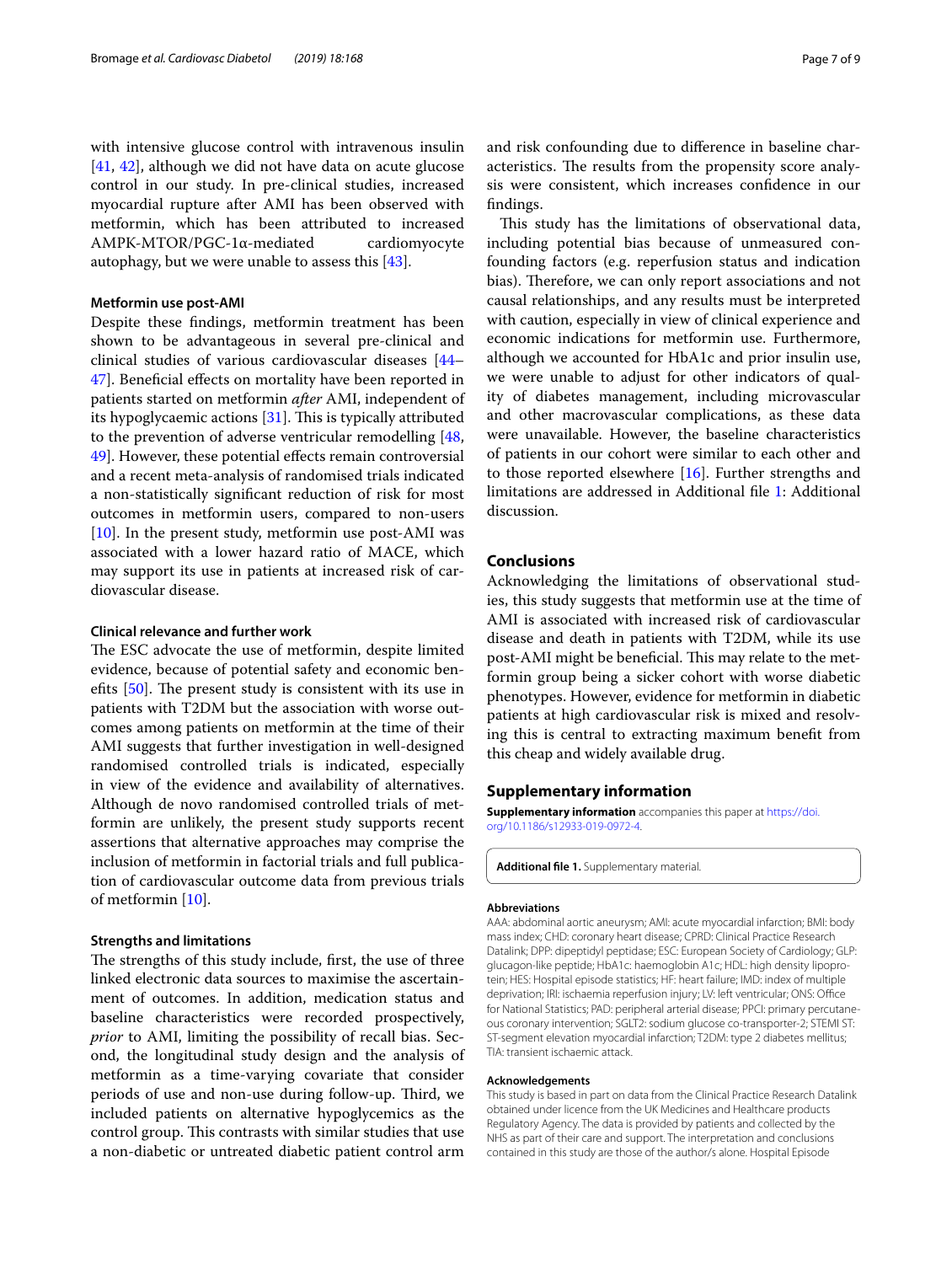with intensive glucose control with intravenous insulin [41, 42], although we did not have data on acute glucose control in our study. In pre-clinical studies, increased myocardial rupture after AMI has been observed with metformin, which has been attributed to increased AMPK-MTOR/PGC-1α-mediated cardiomyocyte autophagy, but we were unable to assess this [43].

### Metformin use post-AMI

Despite these findings, metformin treatment has been shown to be advantageous in several pre-clinical and clinical studies of various cardiovascular diseases [44–47]. Beneficial effects on mortality have been reported in patients started on metformin *after* AMI, independent of its hypoglycaemic actions [31]. This is typically attributed to the prevention of adverse ventricular remodelling [48, 49]. However, these potential effects remain controversial and a recent meta-analysis of randomised trials indicated a non-statistically significant reduction of risk for most outcomes in metformin users, compared to non-users [10]. In the present study, metformin use post-AMI was associated with a lower hazard ratio of MACE, which may support its use in patients at increased risk of cardiovascular disease.

### Clinical relevance and further work

The ESC advocate the use of metformin, despite limited evidence, because of potential safety and economic benefits [50]. The present study is consistent with its use in patients with T2DM but the association with worse outcomes among patients on metformin at the time of their AMI suggests that further investigation in well-designed randomised controlled trials is indicated, especially in view of the evidence and availability of alternatives. Although de novo randomised controlled trials of metformin are unlikely, the present study supports recent assertions that alternative approaches may comprise the inclusion of metformin in factorial trials and full publication of cardiovascular outcome data from previous trials of metformin [10].

### Strengths and limitations

The strengths of this study include, first, the use of three linked electronic data sources to maximise the ascertainment of outcomes. In addition, medication status and baseline characteristics were recorded prospectively, *prior* to AMI, limiting the possibility of recall bias. Second, the longitudinal study design and the analysis of metformin as a time-varying covariate that consider periods of use and non-use during follow-up. Third, we included patients on alternative hypoglycemics as the control group. This contrasts with similar studies that use a non-diabetic or untreated diabetic patient control arm and risk confounding due to difference in baseline characteristics. The results from the propensity score analysis were consistent, which increases confidence in our findings.

This study has the limitations of observational data, including potential bias because of unmeasured confounding factors (e.g. reperfusion status and indication bias). Therefore, we can only report associations and not causal relationships, and any results must be interpreted with caution, especially in view of clinical experience and economic indications for metformin use. Furthermore, although we accounted for HbA1c and prior insulin use, we were unable to adjust for other indicators of quality of diabetes management, including microvascular and other macrovascular complications, as these data were unavailable. However, the baseline characteristics of patients in our cohort were similar to each other and to those reported elsewhere [16]. Further strengths and limitations are addressed in Additional file 1: Additional discussion.

## Conclusions

Acknowledging the limitations of observational studies, this study suggests that metformin use at the time of AMI is associated with increased risk of cardiovascular disease and death in patients with T2DM, while its use post-AMI might be beneficial. This may relate to the metformin group being a sicker cohort with worse diabetic phenotypes. However, evidence for metformin in diabetic patients at high cardiovascular risk is mixed and resolving this is central to extracting maximum benefit from this cheap and widely available drug.

## Supplementary information

**Supplementary information** accompanies this paper at https://doi.org/10.1186/s12933-019-0972-4.

**Additional file 1.** Supplementary material.

#### Abbreviations

AAA: abdominal aortic aneurysm; AMI: acute myocardial infarction; BMI: body mass index; CHD: coronary heart disease; CPRD: Clinical Practice Research Datalink; DPP: dipeptidyl peptidase; ESC: European Society of Cardiology; GLP: glucagon-like peptide; HbA1c: haemoglobin A1c; HDL: high density lipoprotein; HES: Hospital episode statistics; HF: heart failure; IMD: index of multiple deprivation; IRI: ischaemia reperfusion injury; LV: left ventricular; ONS: Office for National Statistics; PAD: peripheral arterial disease; PPCI: primary percutaneous coronary intervention; SGLT2: sodium glucose co-transporter-2; STEMI ST: ST-segment elevation myocardial infarction; T2DM: type 2 diabetes mellitus; TIA: transient ischaemic attack.

#### Acknowledgements

This study is based in part on data from the Clinical Practice Research Datalink obtained under licence from the UK Medicines and Healthcare products Regulatory Agency. The data is provided by patients and collected by the NHS as part of their care and support. The interpretation and conclusions contained in this study are those of the author/s alone. Hospital Episode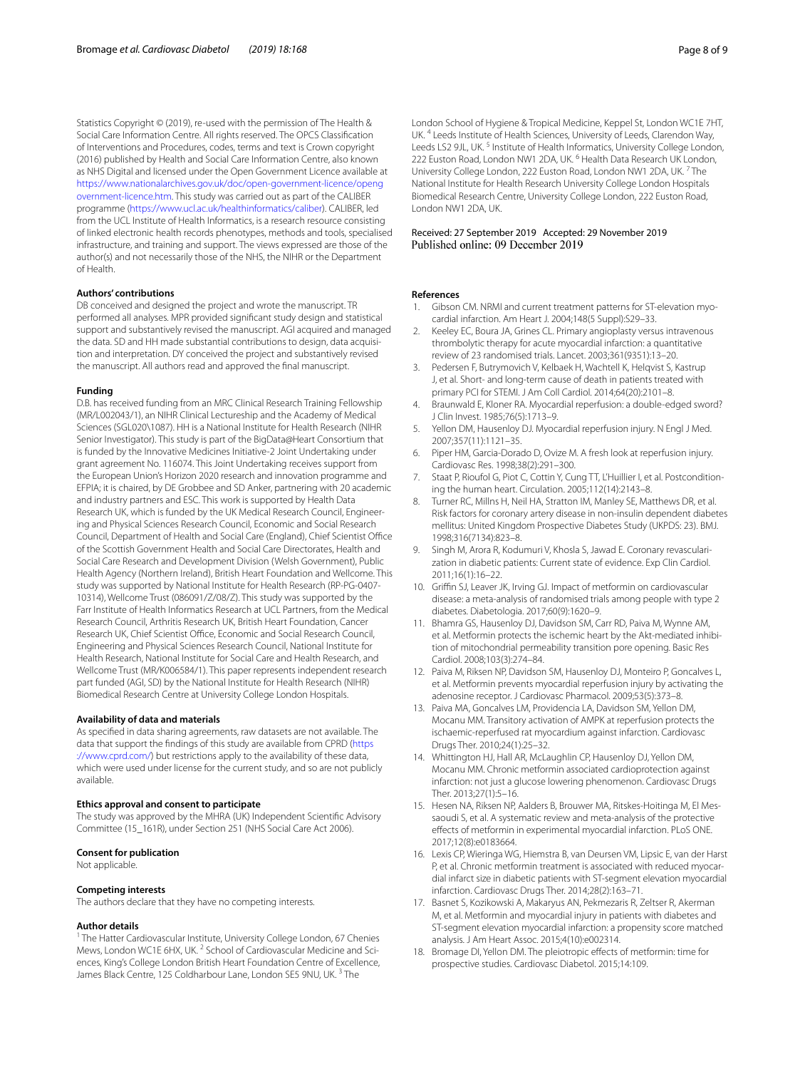Statistics Copyright © (2019), re-used with the permission of The Health & Social Care Information Centre. All rights reserved. The OPCS Classification of Interventions and Procedures, codes, terms and text is Crown copyright (2016) published by Health and Social Care Information Centre, also known as NHS Digital and licensed under the Open Government Licence available at https://www.nationalarchives.gov.uk/doc/open-government-licence/open-government-licence.htm. This study was carried out as part of the CALIBER programme (https://www.ucl.ac.uk/healthinformatics/caliber). CALIBER, led from the UCL Institute of Health Informatics, is a research resource consisting of linked electronic health records phenotypes, methods and tools, specialised infrastructure, and training and support. The views expressed are those of the author(s) and not necessarily those of the NHS, the NIHR or the Department of Health.

#### Authors' contributions

DB conceived and designed the project and wrote the manuscript. TR performed all analyses. MPR provided significant study design and statistical support and substantively revised the manuscript. AGI acquired and managed the data. SD and HH made substantial contributions to design, data acquisition and interpretation. DY conceived the project and substantively revised the manuscript. All authors read and approved the final manuscript.

#### Funding

D.B. has received funding from an MRC Clinical Research Training Fellowship (MR/L002043/1), an NIHR Clinical Lectureship and the Academy of Medical Sciences (SGL020\1087). HH is a National Institute for Health Research (NIHR Senior Investigator). This study is part of the BigData@Heart Consortium that is funded by the Innovative Medicines Initiative-2 Joint Undertaking under grant agreement No. 116074. This Joint Undertaking receives support from the European Union's Horizon 2020 research and innovation programme and EFPIA; it is chaired, by DE Grobbee and SD Anker, partnering with 20 academic and industry partners and ESC. This work is supported by Health Data Research UK, which is funded by the UK Medical Research Council, Engineering and Physical Sciences Research Council, Economic and Social Research Council, Department of Health and Social Care (England), Chief Scientist Office of the Scottish Government Health and Social Care Directorates, Health and Social Care Research and Development Division (Welsh Government), Public Health Agency (Northern Ireland), British Heart Foundation and Wellcome. This study was supported by National Institute for Health Research (RP-PG-0407-10314), Wellcome Trust (086091/Z/08/Z). This study was supported by the Farr Institute of Health Informatics Research at UCL Partners, from the Medical Research Council, Arthritis Research UK, British Heart Foundation, Cancer Research UK, Chief Scientist Office, Economic and Social Research Council, Engineering and Physical Sciences Research Council, National Institute for Health Research, National Institute for Social Care and Health Research, and Wellcome Trust (MR/K006584/1). This paper represents independent research part funded (AGI, SD) by the National Institute for Health Research (NIHR) Biomedical Research Centre at University College London Hospitals.

#### Availability of data and materials

As specified in data sharing agreements, raw datasets are not available. The data that support the findings of this study are available from CPRD (https://www.cprd.com/) but restrictions apply to the availability of these data, which were used under license for the current study, and so are not publicly available.

#### Ethics approval and consent to participate

The study was approved by the MHRA (UK) Independent Scientific Advisory Committee (15_161R), under Section 251 (NHS Social Care Act 2006).

#### Consent for publication

Not applicable.

#### Competing interests

The authors declare that they have no competing interests.

#### Author details

[1] The Hatter Cardiovascular Institute, University College London, 67 Chenies Mews, London WC1E 6HX, UK. [2] School of Cardiovascular Medicine and Sciences, King's College London British Heart Foundation Centre of Excellence, James Black Centre, 125 Coldharbour Lane, London SE5 9NU, UK. [3] The London School of Hygiene & Tropical Medicine, Keppel St, London WC1E 7HT, UK. [4] Leeds Institute of Health Sciences, University of Leeds, Clarendon Way, Leeds LS2 9JL, UK. [5] Institute of Health Informatics, University College London, 222 Euston Road, London NW1 2DA, UK. [6] Health Data Research UK London, University College London, 222 Euston Road, London NW1 2DA, UK. [7] The National Institute for Health Research University College London Hospitals Biomedical Research Centre, University College London, 222 Euston Road, London NW1 2DA, UK.

Received: 27 September 2019 Accepted: 29 November 2019
Published online: 09 December 2019

#### References

1. Gibson CM. NRMI and current treatment patterns for ST-elevation myocardial infarction. Am Heart J. 2004;148(5 Suppl):S29–33.
2. Keeley EC, Boura JA, Grines CL. Primary angioplasty versus intravenous thrombolytic therapy for acute myocardial infarction: a quantitative review of 23 randomised trials. Lancet. 2003;361(9351):13–20.
3. Pedersen F, Butrymovich V, Kelbaek H, Wachtell K, Helqvist S, Kastrup J, et al. Short- and long-term cause of death in patients treated with primary PCI for STEMI. J Am Coll Cardiol. 2014;64(20):2101–8.
4. Braunwald E, Kloner RA. Myocardial reperfusion: a double-edged sword? J Clin Invest. 1985;76(5):1713–9.
5. Yellon DM, Hausenloy DJ. Myocardial reperfusion injury. N Engl J Med. 2007;357(11):1121–35.
6. Piper HM, Garcia-Dorado D, Ovize M. A fresh look at reperfusion injury. Cardiovasc Res. 1998;38(2):291–300.
7. Staat P, Rioufol G, Piot C, Cottin Y, Cung TT, L'Huillier I, et al. Postconditioning the human heart. Circulation. 2005;112(14):2143–8.
8. Turner RC, Millns H, Neil HA, Stratton IM, Manley SE, Matthews DR, et al. Risk factors for coronary artery disease in non-insulin dependent diabetes mellitus: United Kingdom Prospective Diabetes Study (UKPDS: 23). BMJ. 1998;316(7134):823–8.
9. Singh M, Arora R, Kodumuri V, Khosla S, Jawad E. Coronary revascularization in diabetic patients: Current state of evidence. Exp Clin Cardiol. 2011;16(1):16–22.
10. Griffin SJ, Leaver JK, Irving GJ. Impact of metformin on cardiovascular disease: a meta-analysis of randomised trials among people with type 2 diabetes. Diabetologia. 2017;60(9):1620–9.
11. Bhamra GS, Hausenloy DJ, Davidson SM, Carr RD, Paiva M, Wynne AM, et al. Metformin protects the ischemic heart by the Akt-mediated inhibition of mitochondrial permeability transition pore opening. Basic Res Cardiol. 2008;103(3):274–84.
12. Paiva M, Riksen NP, Davidson SM, Hausenloy DJ, Monteiro P, Goncalves L, et al. Metformin prevents myocardial reperfusion injury by activating the adenosine receptor. J Cardiovasc Pharmacol. 2009;53(5):373–8.
13. Paiva MA, Goncalves LM, Providencia LA, Davidson SM, Yellon DM, Mocanu MM. Transitory activation of AMPK at reperfusion protects the ischaemic-reperfused rat myocardium against infarction. Cardiovasc Drugs Ther. 2010;24(1):25–32.
14. Whittington HJ, Hall AR, McLaughlin CP, Hausenloy DJ, Yellon DM, Mocanu MM. Chronic metformin associated cardioprotection against infarction: not just a glucose lowering phenomenon. Cardiovasc Drugs Ther. 2013;27(1):5–16.
15. Hesen NA, Riksen NP, Aalders B, Brouwer MA, Ritskes-Hoitinga M, El Messaoudi S, et al. A systematic review and meta-analysis of the protective effects of metformin in experimental myocardial infarction. PLoS ONE. 2017;12(8):e0183664.
16. Lexis CP, Wieringa WG, Hiemstra B, van Deursen VM, Lipsic E, van der Harst P, et al. Chronic metformin treatment is associated with reduced myocardial infarct size in diabetic patients with ST-segment elevation myocardial infarction. Cardiovasc Drugs Ther. 2014;28(2):163–71.
17. Basnet S, Kozikowski A, Makaryus AN, Pekmezaris R, Zeltser R, Akerman M, et al. Metformin and myocardial injury in patients with diabetes and ST-segment elevation myocardial infarction: a propensity score matched analysis. J Am Heart Assoc. 2015;4(10):e002314.
18. Bromage DI, Yellon DM. The pleiotropic effects of metformin: time for prospective studies. Cardiovasc Diabetol. 2015;14:109.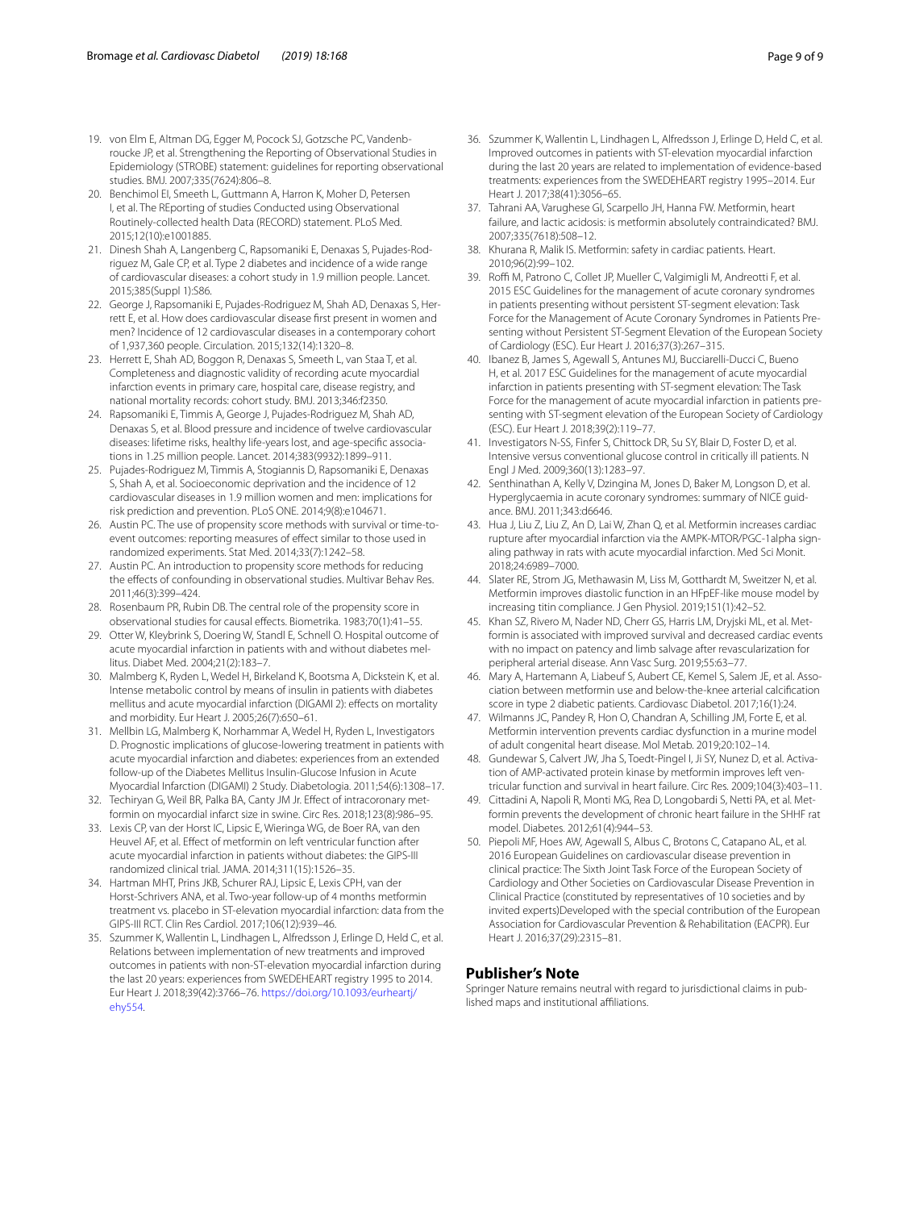19. von Elm E, Altman DG, Egger M, Pocock SJ, Gotzsche PC, Vandenbroucke JP, et al. Strengthening the Reporting of Observational Studies in Epidemiology (STROBE) statement: guidelines for reporting observational studies. BMJ. 2007;335(7624):806–8.
20. Benchimol EI, Smeeth L, Guttmann A, Harron K, Moher D, Petersen I, et al. The REporting of studies Conducted using Observational Routinely-collected health Data (RECORD) statement. PLoS Med. 2015;12(10):e1001885.
21. Dinesh Shah A, Langenberg C, Rapsomaniki E, Denaxas S, Pujades-Rodriguez M, Gale CP, et al. Type 2 diabetes and incidence of a wide range of cardiovascular diseases: a cohort study in 1.9 million people. Lancet. 2015;385(Suppl 1):S86.
22. George J, Rapsomaniki E, Pujades-Rodriguez M, Shah AD, Denaxas S, Herrett E, et al. How does cardiovascular disease first present in women and men? Incidence of 12 cardiovascular diseases in a contemporary cohort of 1,937,360 people. Circulation. 2015;132(14):1320–8.
23. Herrett E, Shah AD, Boggon R, Denaxas S, Smeeth L, van Staa T, et al. Completeness and diagnostic validity of recording acute myocardial infarction events in primary care, hospital care, disease registry, and national mortality records: cohort study. BMJ. 2013;346:f2350.
24. Rapsomaniki E, Timmis A, George J, Pujades-Rodriguez M, Shah AD, Denaxas S, et al. Blood pressure and incidence of twelve cardiovascular diseases: lifetime risks, healthy life-years lost, and age-specific associations in 1.25 million people. Lancet. 2014;383(9932):1899–911.
25. Pujades-Rodriguez M, Timmis A, Stogiannis D, Rapsomaniki E, Denaxas S, Shah A, et al. Socioeconomic deprivation and the incidence of 12 cardiovascular diseases in 1.9 million women and men: implications for risk prediction and prevention. PLoS ONE. 2014;9(8):e104671.
26. Austin PC. The use of propensity score methods with survival or time-to-event outcomes: reporting measures of effect similar to those used in randomized experiments. Stat Med. 2014;33(7):1242–58.
27. Austin PC. An introduction to propensity score methods for reducing the effects of confounding in observational studies. Multivar Behav Res. 2011;46(3):399–424.
28. Rosenbaum PR, Rubin DB. The central role of the propensity score in observational studies for causal effects. Biometrika. 1983;70(1):41–55.
29. Otter W, Kleybrink S, Doering W, Standl E, Schnell O. Hospital outcome of acute myocardial infarction in patients with and without diabetes mellitus. Diabet Med. 2004;21(2):183–7.
30. Malmberg K, Ryden L, Wedel H, Birkeland K, Bootsma A, Dickstein K, et al. Intense metabolic control by means of insulin in patients with diabetes mellitus and acute myocardial infarction (DIGAMI 2): effects on mortality and morbidity. Eur Heart J. 2005;26(7):650–61.
31. Mellbin LG, Malmberg K, Norhammar A, Wedel H, Ryden L, Investigators D. Prognostic implications of glucose-lowering treatment in patients with acute myocardial infarction and diabetes: experiences from an extended follow-up of the Diabetes Mellitus Insulin-Glucose Infusion in Acute Myocardial Infarction (DIGAMI) 2 Study. Diabetologia. 2011;54(6):1308–17.
32. Techiryan G, Weil BR, Palka BA, Canty JM Jr. Effect of intracoronary metformin on myocardial infarct size in swine. Circ Res. 2018;123(8):986–95.
33. Lexis CP, van der Horst IC, Lipsic E, Wieringa WG, de Boer RA, van den Heuvel AF, et al. Effect of metformin on left ventricular function after acute myocardial infarction in patients without diabetes: the GIPS-III randomized clinical trial. JAMA. 2014;311(15):1526–35.
34. Hartman MHT, Prins JKB, Schurer RAJ, Lipsic E, Lexis CPH, van der Horst-Schrivers ANA, et al. Two-year follow-up of 4 months metformin treatment vs. placebo in ST-elevation myocardial infarction: data from the GIPS-III RCT. Clin Res Cardiol. 2017;106(12):939–46.
35. Szummer K, Wallentin L, Lindhagen L, Alfredsson J, Erlinge D, Held C, et al. Relations between implementation of new treatments and improved outcomes in patients with non-ST-elevation myocardial infarction during the last 20 years: experiences from SWEDEHEART registry 1995 to 2014. Eur Heart J. 2018;39(42):3766–76. https://doi.org/10.1093/eurheartj/ehy554.
36. Szummer K, Wallentin L, Lindhagen L, Alfredsson J, Erlinge D, Held C, et al. Improved outcomes in patients with ST-elevation myocardial infarction during the last 20 years are related to implementation of evidence-based treatments: experiences from the SWEDEHEART registry 1995–2014. Eur Heart J. 2017;38(41):3056–65.
37. Tahrani AA, Varughese GI, Scarpello JH, Hanna FW. Metformin, heart failure, and lactic acidosis: is metformin absolutely contraindicated? BMJ. 2007;335(7618):508–12.
38. Khurana R, Malik IS. Metformin: safety in cardiac patients. Heart. 2010;96(2):99–102.
39. Roffi M, Patrono C, Collet JP, Mueller C, Valgimigli M, Andreotti F, et al. 2015 ESC Guidelines for the management of acute coronary syndromes in patients presenting without persistent ST-segment elevation: Task Force for the Management of Acute Coronary Syndromes in Patients Presenting without Persistent ST-Segment Elevation of the European Society of Cardiology (ESC). Eur Heart J. 2016;37(3):267–315.
40. Ibanez B, James S, Agewall S, Antunes MJ, Bucciarelli-Ducci C, Bueno H, et al. 2017 ESC Guidelines for the management of acute myocardial infarction in patients presenting with ST-segment elevation: The Task Force for the management of acute myocardial infarction in patients presenting with ST-segment elevation of the European Society of Cardiology (ESC). Eur Heart J. 2018;39(2):119–77.
41. Investigators N-SS, Finfer S, Chittock DR, Su SY, Blair D, Foster D, et al. Intensive versus conventional glucose control in critically ill patients. N Engl J Med. 2009;360(13):1283–97.
42. Senthinathan A, Kelly V, Dzingina M, Jones D, Baker M, Longson D, et al. Hyperglycaemia in acute coronary syndromes: summary of NICE guidance. BMJ. 2011;343:d6646.
43. Hua J, Liu Z, Liu Z, An D, Lai W, Zhan Q, et al. Metformin increases cardiac rupture after myocardial infarction via the AMPK-MTOR/PGC-1alpha signaling pathway in rats with acute myocardial infarction. Med Sci Monit. 2018;24:6989–7000.
44. Slater RE, Strom JG, Methawasin M, Liss M, Gotthardt M, Sweitzer N, et al. Metformin improves diastolic function in an HFpEF-like mouse model by increasing titin compliance. J Gen Physiol. 2019;151(1):42–52.
45. Khan SZ, Rivero M, Nader ND, Cherr GS, Harris LM, Dryjski ML, et al. Metformin is associated with improved survival and decreased cardiac events with no impact on patency and limb salvage after revascularization for peripheral arterial disease. Ann Vasc Surg. 2019;55:63–77.
46. Mary A, Hartemann A, Liabeuf S, Aubert CE, Kemel S, Salem JE, et al. Association between metformin use and below-the-knee arterial calcification score in type 2 diabetic patients. Cardiovasc Diabetol. 2017;16(1):24.
47. Wilmanns JC, Pandey R, Hon O, Chandran A, Schilling JM, Forte E, et al. Metformin intervention prevents cardiac dysfunction in a murine model of adult congenital heart disease. Mol Metab. 2019;20:102–14.
48. Gundewar S, Calvert JW, Jha S, Toedt-Pingel I, Ji SY, Nunez D, et al. Activation of AMP-activated protein kinase by metformin improves left ventricular function and survival in heart failure. Circ Res. 2009;104(3):403–11.
49. Cittadini A, Napoli R, Monti MG, Rea D, Longobardi S, Netti PA, et al. Metformin prevents the development of chronic heart failure in the SHHF rat model. Diabetes. 2012;61(4):944–53.
50. Piepoli MF, Hoes AW, Agewall S, Albus C, Brotons C, Catapano AL, et al. 2016 European Guidelines on cardiovascular disease prevention in clinical practice: The Sixth Joint Task Force of the European Society of Cardiology and Other Societies on Cardiovascular Disease Prevention in Clinical Practice (constituted by representatives of 10 societies and by invited experts)Developed with the special contribution of the European Association for Cardiovascular Prevention & Rehabilitation (EACPR). Eur Heart J. 2016;37(29):2315–81.

## Publisher's Note

Springer Nature remains neutral with regard to jurisdictional claims in published maps and institutional affiliations.